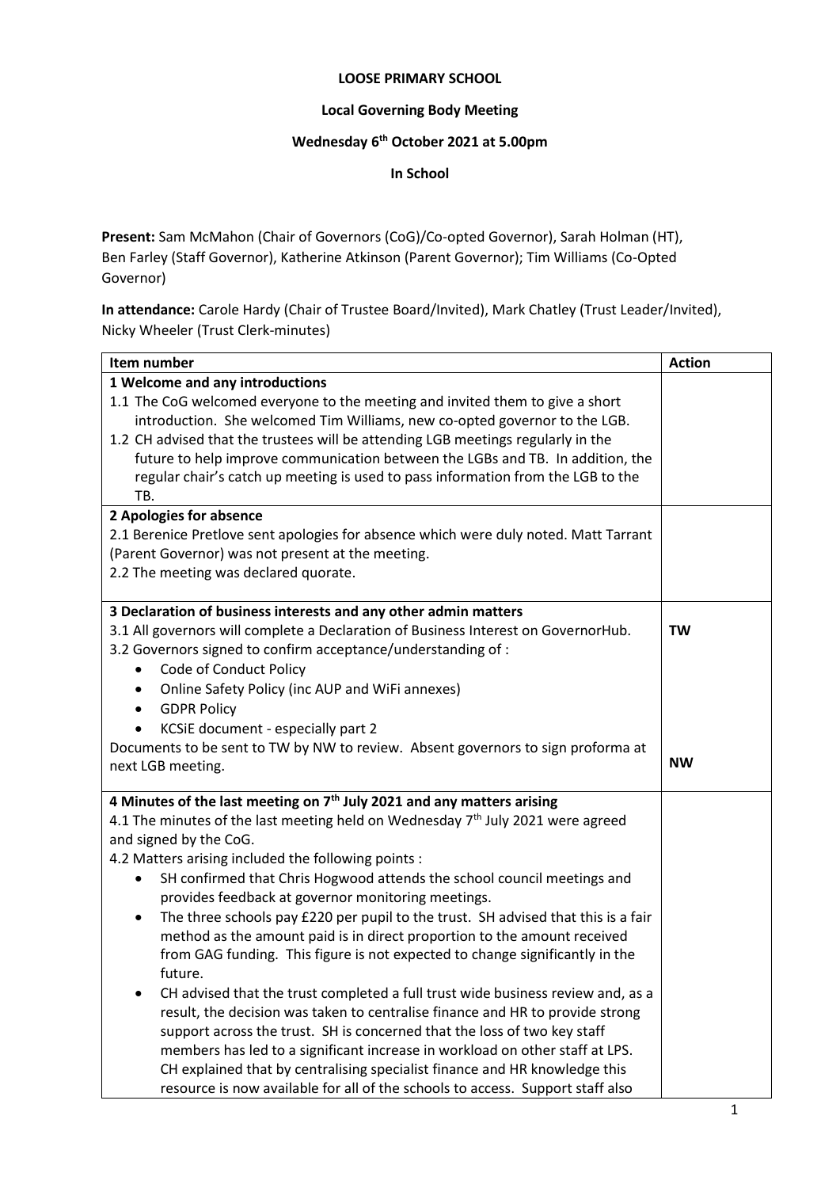**LOOSE PRIMARY SCHOOL**

**Local Governing Body Meeting**

**Wednesday 6th October 2021 at 5.00pm**

**In School**

**Present:** Sam McMahon (Chair of Governors (CoG)/Co-opted Governor), Sarah Holman (HT), Ben Farley (Staff Governor), Katherine Atkinson (Parent Governor); Tim Williams (Co-Opted Governor)

**In attendance:** Carole Hardy (Chair of Trustee Board/Invited), Mark Chatley (Trust Leader/Invited), Nicky Wheeler (Trust Clerk-minutes)

| Item number | Action |
|---|---|
| **1 Welcome and any introductions**<br>1.1 The CoG welcomed everyone to the meeting and invited them to give a short introduction. She welcomed Tim Williams, new co-opted governor to the LGB.<br>1.2 CH advised that the trustees will be attending LGB meetings regularly in the future to help improve communication between the LGBs and TB. In addition, the regular chair's catch up meeting is used to pass information from the LGB to the TB. | |
| **2 Apologies for absence**<br>2.1 Berenice Pretlove sent apologies for absence which were duly noted. Matt Tarrant (Parent Governor) was not present at the meeting.<br>2.2 The meeting was declared quorate. | |
| **3 Declaration of business interests and any other admin matters**<br>3.1 All governors will complete a Declaration of Business Interest on GovernorHub.<br>3.2 Governors signed to confirm acceptance/understanding of :<br>• Code of Conduct Policy<br>• Online Safety Policy (inc AUP and WiFi annexes)<br>• GDPR Policy<br>• KCSiE document - especially part 2<br>Documents to be sent to TW by NW to review. Absent governors to sign proforma at next LGB meeting. | **TW**<br><br><br><br><br><br><br>**NW** |
| **4 Minutes of the last meeting on 7th July 2021 and any matters arising**<br>4.1 The minutes of the last meeting held on Wednesday 7th July 2021 were agreed and signed by the CoG.<br>4.2 Matters arising included the following points :<br>• SH confirmed that Chris Hogwood attends the school council meetings and provides feedback at governor monitoring meetings.<br>• The three schools pay £220 per pupil to the trust. SH advised that this is a fair method as the amount paid is in direct proportion to the amount received from GAG funding. This figure is not expected to change significantly in the future.<br>• CH advised that the trust completed a full trust wide business review and, as a result, the decision was taken to centralise finance and HR to provide strong support across the trust. SH is concerned that the loss of two key staff members has led to a significant increase in workload on other staff at LPS. CH explained that by centralising specialist finance and HR knowledge this resource is now available for all of the schools to access. Support staff also | |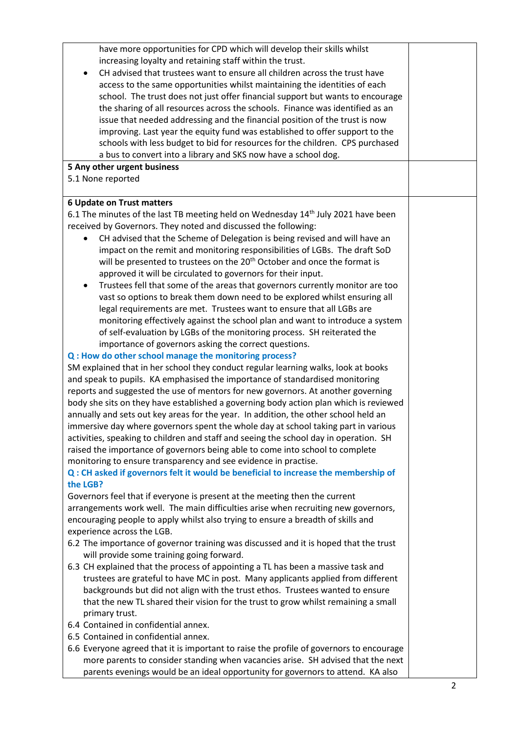have more opportunities for CPD which will develop their skills whilst increasing loyalty and retaining staff within the trust.

- CH advised that trustees want to ensure all children across the trust have access to the same opportunities whilst maintaining the identities of each school. The trust does not just offer financial support but wants to encourage the sharing of all resources across the schools. Finance was identified as an issue that needed addressing and the financial position of the trust is now improving. Last year the equity fund was established to offer support to the schools with less budget to bid for resources for the children. CPS purchased a bus to convert into a library and SKS now have a school dog.

**5 Any other urgent business**

5.1 None reported

**6 Update on Trust matters**

6.1 The minutes of the last TB meeting held on Wednesday 14th July 2021 have been received by Governors. They noted and discussed the following:

- CH advised that the Scheme of Delegation is being revised and will have an impact on the remit and monitoring responsibilities of LGBs. The draft SoD will be presented to trustees on the 20th October and once the format is approved it will be circulated to governors for their input.
- Trustees fell that some of the areas that governors currently monitor are too vast so options to break them down need to be explored whilst ensuring all legal requirements are met. Trustees want to ensure that all LGBs are monitoring effectively against the school plan and want to introduce a system of self-evaluation by LGBs of the monitoring process. SH reiterated the importance of governors asking the correct questions.

**Q : How do other school manage the monitoring process?**

SM explained that in her school they conduct regular learning walks, look at books and speak to pupils. KA emphasised the importance of standardised monitoring reports and suggested the use of mentors for new governors. At another governing body she sits on they have established a governing body action plan which is reviewed annually and sets out key areas for the year. In addition, the other school held an immersive day where governors spent the whole day at school taking part in various activities, speaking to children and staff and seeing the school day in operation. SH raised the importance of governors being able to come into school to complete monitoring to ensure transparency and see evidence in practise.

**Q : CH asked if governors felt it would be beneficial to increase the membership of the LGB?**

Governors feel that if everyone is present at the meeting then the current arrangements work well. The main difficulties arise when recruiting new governors, encouraging people to apply whilst also trying to ensure a breadth of skills and experience across the LGB.

6.2 The importance of governor training was discussed and it is hoped that the trust will provide some training going forward.

6.3 CH explained that the process of appointing a TL has been a massive task and trustees are grateful to have MC in post. Many applicants applied from different backgrounds but did not align with the trust ethos. Trustees wanted to ensure that the new TL shared their vision for the trust to grow whilst remaining a small primary trust.

6.4 Contained in confidential annex.

6.5 Contained in confidential annex.

6.6 Everyone agreed that it is important to raise the profile of governors to encourage more parents to consider standing when vacancies arise. SH advised that the next parents evenings would be an ideal opportunity for governors to attend. KA also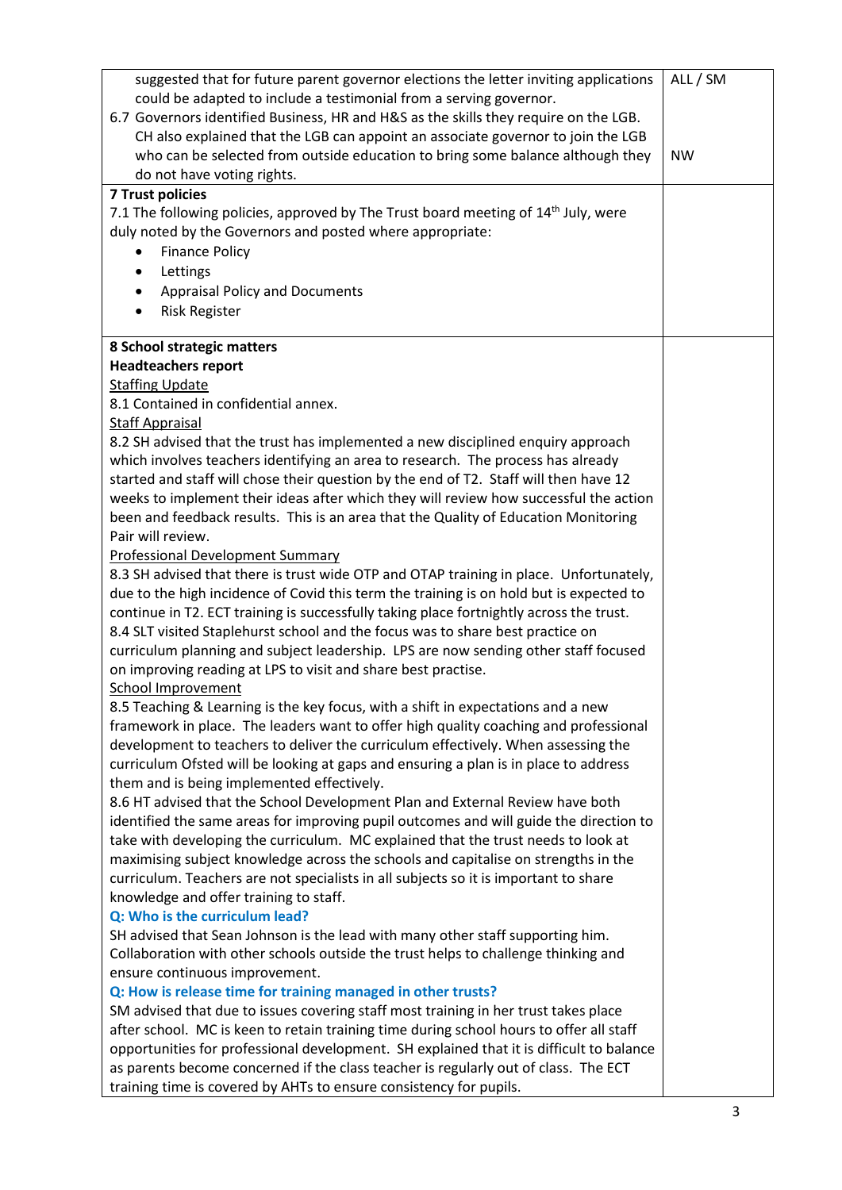| | |
|---|---|
| suggested that for future parent governor elections the letter inviting applications could be adapted to include a testimonial from a serving governor. | ALL / SM |
| 6.7 Governors identified Business, HR and H&S as the skills they require on the LGB. CH also explained that the LGB can appoint an associate governor to join the LGB who can be selected from outside education to bring some balance although they do not have voting rights. | NW |
| **7 Trust policies**<br>7.1 The following policies, approved by The Trust board meeting of 14th July, were duly noted by the Governors and posted where appropriate:<br>• Finance Policy<br>• Lettings<br>• Appraisal Policy and Documents<br>• Risk Register | |
| **8 School strategic matters**<br>**Headteachers report**<br>Staffing Update<br>8.1 Contained in confidential annex.<br>Staff Appraisal<br>8.2 SH advised that the trust has implemented a new disciplined enquiry approach which involves teachers identifying an area to research. The process has already started and staff will chose their question by the end of T2. Staff will then have 12 weeks to implement their ideas after which they will review how successful the action been and feedback results. This is an area that the Quality of Education Monitoring Pair will review.<br>Professional Development Summary<br>8.3 SH advised that there is trust wide OTP and OTAP training in place. Unfortunately, due to the high incidence of Covid this term the training is on hold but is expected to continue in T2. ECT training is successfully taking place fortnightly across the trust.<br>8.4 SLT visited Staplehurst school and the focus was to share best practice on curriculum planning and subject leadership. LPS are now sending other staff focused on improving reading at LPS to visit and share best practise.<br>School Improvement<br>8.5 Teaching & Learning is the key focus, with a shift in expectations and a new framework in place. The leaders want to offer high quality coaching and professional development to teachers to deliver the curriculum effectively. When assessing the curriculum Ofsted will be looking at gaps and ensuring a plan is in place to address them and is being implemented effectively.<br>8.6 HT advised that the School Development Plan and External Review have both identified the same areas for improving pupil outcomes and will guide the direction to take with developing the curriculum. MC explained that the trust needs to look at maximising subject knowledge across the schools and capitalise on strengths in the curriculum. Teachers are not specialists in all subjects so it is important to share knowledge and offer training to staff.<br>**Q: Who is the curriculum lead?**<br>SH advised that Sean Johnson is the lead with many other staff supporting him. Collaboration with other schools outside the trust helps to challenge thinking and ensure continuous improvement.<br>**Q: How is release time for training managed in other trusts?**<br>SM advised that due to issues covering staff most training in her trust takes place after school. MC is keen to retain training time during school hours to offer all staff opportunities for professional development. SH explained that it is difficult to balance as parents become concerned if the class teacher is regularly out of class. The ECT training time is covered by AHTs to ensure consistency for pupils. | |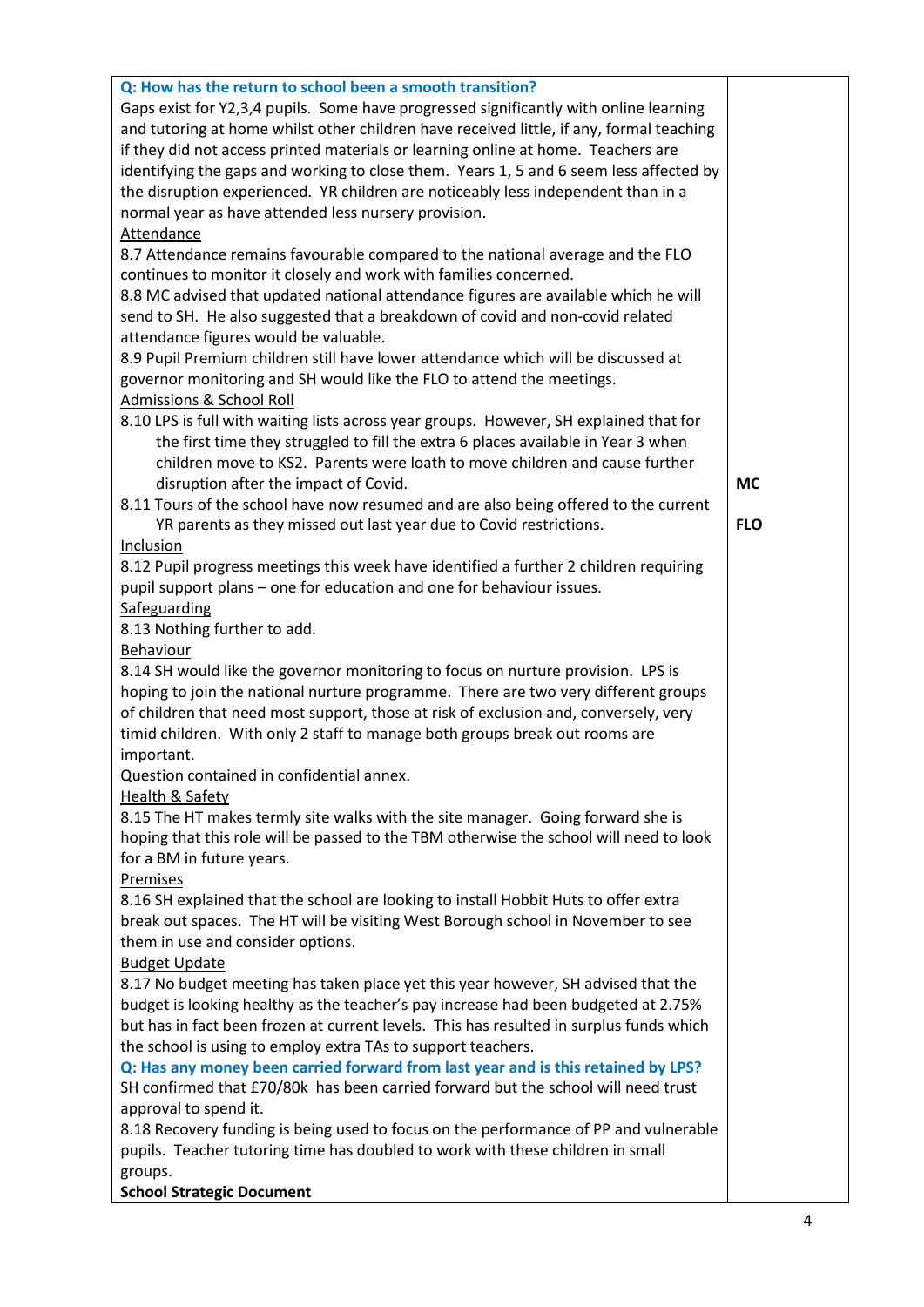| | |
|---|---|
| **Q: How has the return to school been a smooth transition?**<br>Gaps exist for Y2,3,4 pupils. Some have progressed significantly with online learning and tutoring at home whilst other children have received little, if any, formal teaching if they did not access printed materials or learning online at home. Teachers are identifying the gaps and working to close them. Years 1, 5 and 6 seem less affected by the disruption experienced. YR children are noticeably less independent than in a normal year as have attended less nursery provision.<br>Attendance<br>8.7 Attendance remains favourable compared to the national average and the FLO continues to monitor it closely and work with families concerned.<br>8.8 MC advised that updated national attendance figures are available which he will send to SH. He also suggested that a breakdown of covid and non-covid related attendance figures would be valuable.<br>8.9 Pupil Premium children still have lower attendance which will be discussed at governor monitoring and SH would like the FLO to attend the meetings.<br>Admissions & School Roll<br>8.10 LPS is full with waiting lists across year groups. However, SH explained that for the first time they struggled to fill the extra 6 places available in Year 3 when children move to KS2. Parents were loath to move children and cause further disruption after the impact of Covid.<br>8.11 Tours of the school have now resumed and are also being offered to the current YR parents as they missed out last year due to Covid restrictions.<br>Inclusion<br>8.12 Pupil progress meetings this week have identified a further 2 children requiring pupil support plans – one for education and one for behaviour issues.<br>Safeguarding<br>8.13 Nothing further to add.<br>Behaviour<br>8.14 SH would like the governor monitoring to focus on nurture provision. LPS is hoping to join the national nurture programme. There are two very different groups of children that need most support, those at risk of exclusion and, conversely, very timid children. With only 2 staff to manage both groups break out rooms are important.<br>Question contained in confidential annex.<br>Health & Safety<br>8.15 The HT makes termly site walks with the site manager. Going forward she is hoping that this role will be passed to the TBM otherwise the school will need to look for a BM in future years.<br>Premises<br>8.16 SH explained that the school are looking to install Hobbit Huts to offer extra break out spaces. The HT will be visiting West Borough school in November to see them in use and consider options.<br>Budget Update<br>8.17 No budget meeting has taken place yet this year however, SH advised that the budget is looking healthy as the teacher's pay increase had been budgeted at 2.75% but has in fact been frozen at current levels. This has resulted in surplus funds which the school is using to employ extra TAs to support teachers.<br>**Q: Has any money been carried forward from last year and is this retained by LPS?**<br>SH confirmed that £70/80k has been carried forward but the school will need trust approval to spend it.<br>8.18 Recovery funding is being used to focus on the performance of PP and vulnerable pupils. Teacher tutoring time has doubled to work with these children in small groups.<br>**School Strategic Document** | **MC**<br><br>**FLO** |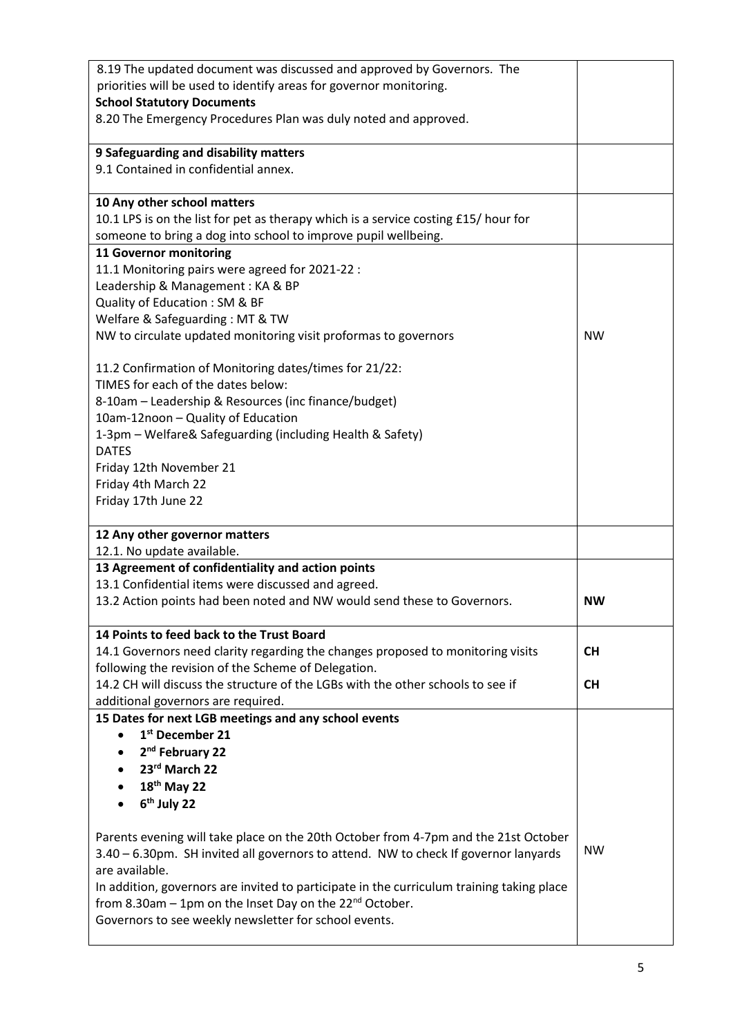| | |
|---|---|
| 8.19 The updated document was discussed and approved by Governors. The priorities will be used to identify areas for governor monitoring.<br>**School Statutory Documents**<br>8.20 The Emergency Procedures Plan was duly noted and approved. | |
| **9 Safeguarding and disability matters**<br>9.1 Contained in confidential annex. | |
| **10 Any other school matters**<br>10.1 LPS is on the list for pet as therapy which is a service costing £15/ hour for someone to bring a dog into school to improve pupil wellbeing. | |
| **11 Governor monitoring**<br>11.1 Monitoring pairs were agreed for 2021-22 :<br>Leadership & Management : KA & BP<br>Quality of Education : SM & BF<br>Welfare & Safeguarding : MT & TW<br>NW to circulate updated monitoring visit proformas to governors<br><br>11.2 Confirmation of Monitoring dates/times for 21/22:<br>TIMES for each of the dates below:<br>8-10am – Leadership & Resources (inc finance/budget)<br>10am-12noon – Quality of Education<br>1-3pm – Welfare& Safeguarding (including Health & Safety)<br>DATES<br>Friday 12th November 21<br>Friday 4th March 22<br>Friday 17th June 22 | NW |
| **12 Any other governor matters**<br>12.1. No update available. | |
| **13 Agreement of confidentiality and action points**<br>13.1 Confidential items were discussed and agreed.<br>13.2 Action points had been noted and NW would send these to Governors. | **NW** |
| **14 Points to feed back to the Trust Board**<br>14.1 Governors need clarity regarding the changes proposed to monitoring visits following the revision of the Scheme of Delegation.<br>14.2 CH will discuss the structure of the LGBs with the other schools to see if additional governors are required. | **CH**<br><br>**CH** |
| **15 Dates for next LGB meetings and any school events**<br>• **1st December 21**<br>• **2nd February 22**<br>• **23rd March 22**<br>• **18th May 22**<br>• **6th July 22**<br><br>Parents evening will take place on the 20th October from 4-7pm and the 21st October 3.40 – 6.30pm. SH invited all governors to attend. NW to check If governor lanyards are available.<br>In addition, governors are invited to participate in the curriculum training taking place from 8.30am – 1pm on the Inset Day on the 22nd October.<br>Governors to see weekly newsletter for school events. | NW |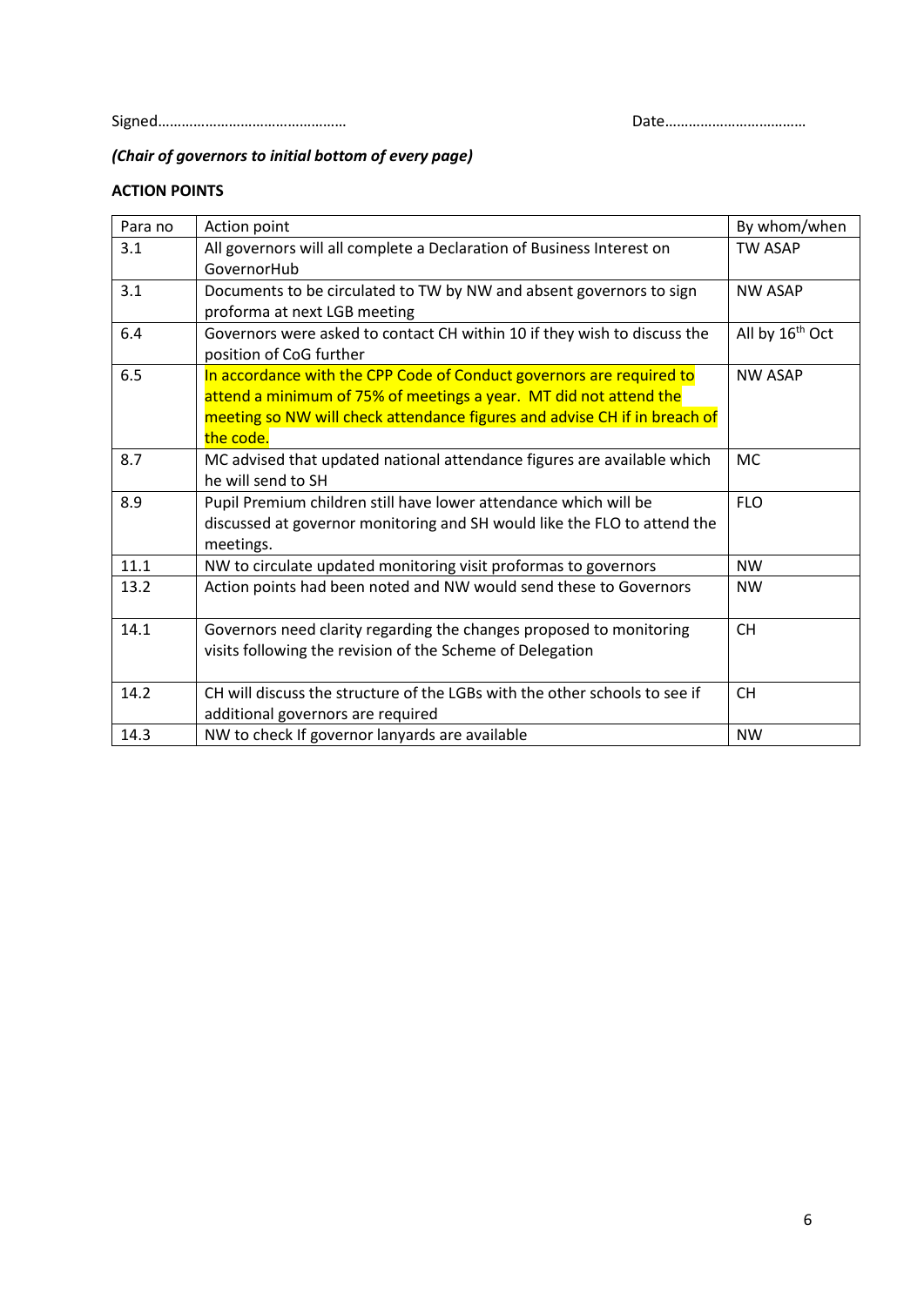Signed………………………………………… Date………………………………

***(Chair of governors to initial bottom of every page)***

**ACTION POINTS**

| Para no | Action point | By whom/when |
|---|---|---|
| 3.1 | All governors will all complete a Declaration of Business Interest on GovernorHub | TW ASAP |
| 3.1 | Documents to be circulated to TW by NW and absent governors to sign proforma at next LGB meeting | NW ASAP |
| 6.4 | Governors were asked to contact CH within 10 if they wish to discuss the position of CoG further | All by 16th Oct |
| 6.5 | In accordance with the CPP Code of Conduct governors are required to attend a minimum of 75% of meetings a year. MT did not attend the meeting so NW will check attendance figures and advise CH if in breach of the code. | NW ASAP |
| 8.7 | MC advised that updated national attendance figures are available which he will send to SH | MC |
| 8.9 | Pupil Premium children still have lower attendance which will be discussed at governor monitoring and SH would like the FLO to attend the meetings. | FLO |
| 11.1 | NW to circulate updated monitoring visit proformas to governors | NW |
| 13.2 | Action points had been noted and NW would send these to Governors | NW |
| 14.1 | Governors need clarity regarding the changes proposed to monitoring visits following the revision of the Scheme of Delegation | CH |
| 14.2 | CH will discuss the structure of the LGBs with the other schools to see if additional governors are required | CH |
| 14.3 | NW to check If governor lanyards are available | NW |